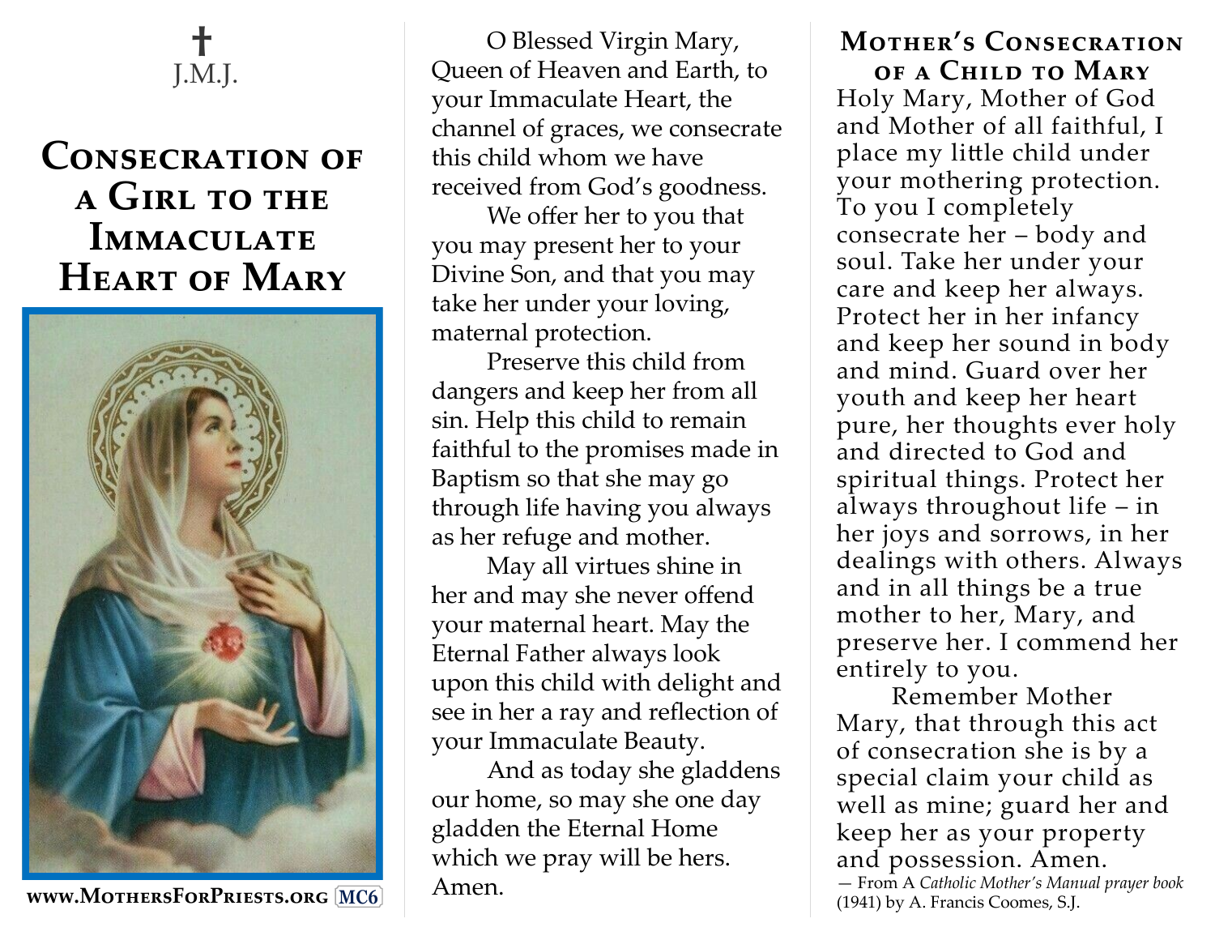✝
J.M.J.

# Consecration of a Girl to the Immaculate Heart of Mary

www.MothersForPriests.org MC6

O Blessed Virgin Mary, Queen of Heaven and Earth, to your Immaculate Heart, the channel of graces, we consecrate this child whom we have received from God's goodness.

We offer her to you that you may present her to your Divine Son, and that you may take her under your loving, maternal protection.

Preserve this child from dangers and keep her from all sin. Help this child to remain faithful to the promises made in Baptism so that she may go through life having you always as her refuge and mother.

May all virtues shine in her and may she never offend your maternal heart. May the Eternal Father always look upon this child with delight and see in her a ray and reflection of your Immaculate Beauty.

And as today she gladdens our home, so may she one day gladden the Eternal Home which we pray will be hers. Amen.

## Mother's Consecration of a Child to Mary

Holy Mary, Mother of God and Mother of all faithful, I place my little child under your mothering protection. To you I completely consecrate her – body and soul. Take her under your care and keep her always. Protect her in her infancy and keep her sound in body and mind. Guard over her youth and keep her heart pure, her thoughts ever holy and directed to God and spiritual things. Protect her always throughout life – in her joys and sorrows, in her dealings with others. Always and in all things be a true mother to her, Mary, and preserve her. I commend her entirely to you.

Remember Mother Mary, that through this act of consecration she is by a special claim your child as well as mine; guard her and keep her as your property and possession. Amen.

— From A *Catholic Mother's Manual prayer book* (1941) by A. Francis Coomes, S.J.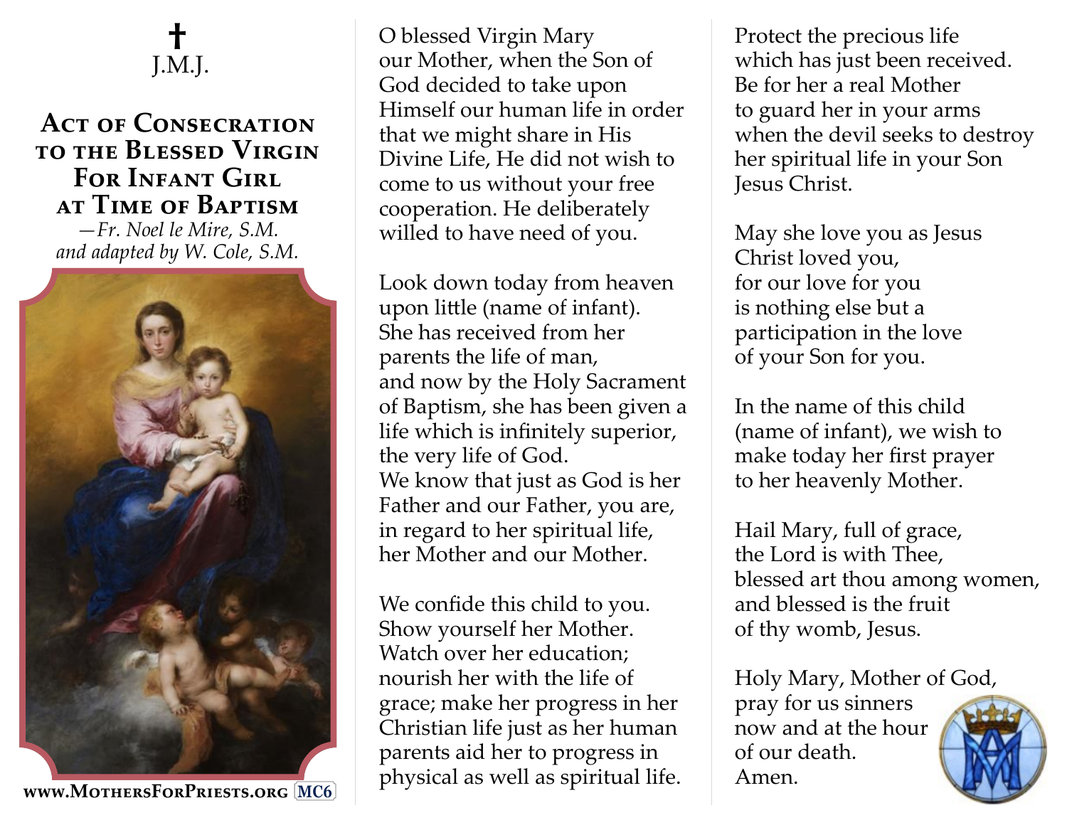✝
J.M.J.

# Act of Consecration to the Blessed Virgin For Infant Girl at Time of Baptism

*—Fr. Noel le Mire, S.M. and adapted by W. Cole, S.M.*

www.MothersForPriests.org MC6

O blessed Virgin Mary our Mother, when the Son of God decided to take upon Himself our human life in order that we might share in His Divine Life, He did not wish to come to us without your free cooperation. He deliberately willed to have need of you.

Look down today from heaven upon little (name of infant). She has received from her parents the life of man, and now by the Holy Sacrament of Baptism, she has been given a life which is infinitely superior, the very life of God. We know that just as God is her Father and our Father, you are, in regard to her spiritual life, her Mother and our Mother.

We confide this child to you. Show yourself her Mother. Watch over her education; nourish her with the life of grace; make her progress in her Christian life just as her human parents aid her to progress in physical as well as spiritual life.

Protect the precious life which has just been received. Be for her a real Mother to guard her in your arms when the devil seeks to destroy her spiritual life in your Son Jesus Christ.

May she love you as Jesus Christ loved you, for our love for you is nothing else but a participation in the love of your Son for you.

In the name of this child (name of infant), we wish to make today her first prayer to her heavenly Mother.

Hail Mary, full of grace, the Lord is with Thee, blessed art thou among women, and blessed is the fruit of thy womb, Jesus.

Holy Mary, Mother of God, pray for us sinners now and at the hour of our death. Amen.